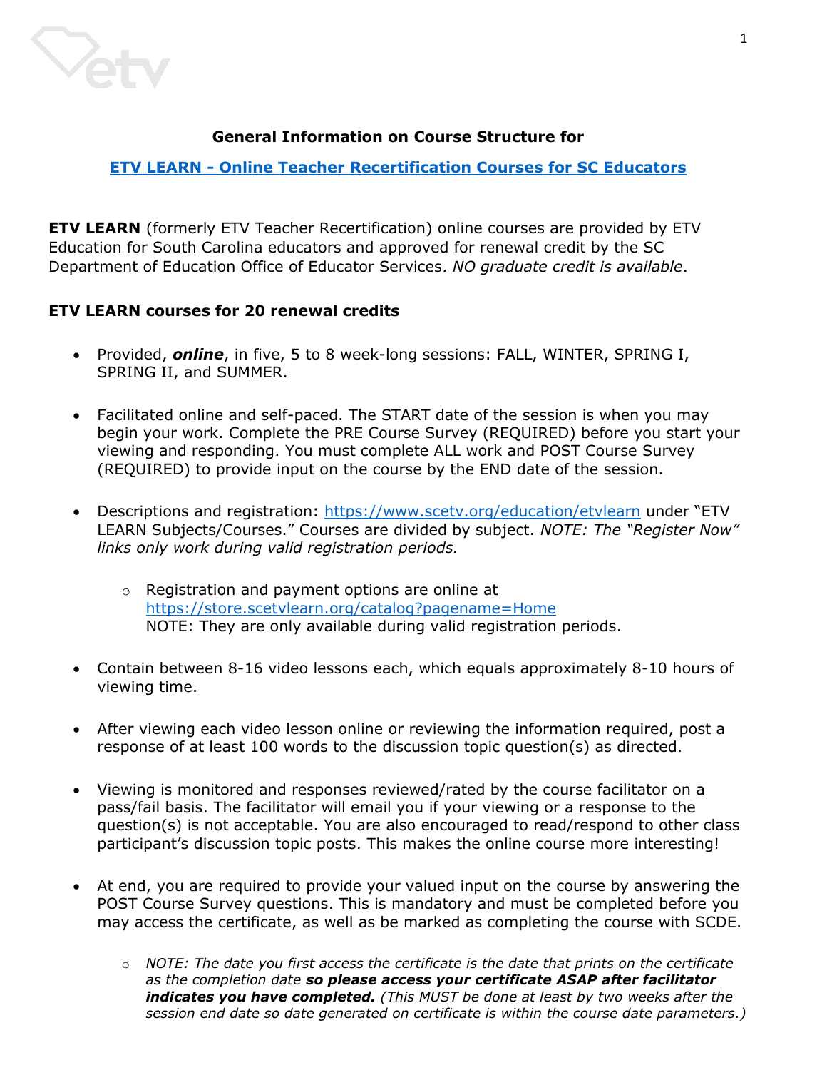## General Information on Course Structure for

### [ETV LEARN - Online Teacher Recertification Courses for SC Educators]

**ETV LEARN** (formerly ETV Teacher Recertification) online courses are provided by ETV Education for South Carolina educators and approved for renewal credit by the SC Department of Education Office of Educator Services. *NO graduate credit is available*.

**ETV LEARN courses for 20 renewal credits**

- Provided, ***online***, in five, 5 to 8 week-long sessions: FALL, WINTER, SPRING I, SPRING II, and SUMMER.

- Facilitated online and self-paced. The START date of the session is when you may begin your work. Complete the PRE Course Survey (REQUIRED) before you start your viewing and responding. You must complete ALL work and POST Course Survey (REQUIRED) to provide input on the course by the END date of the session.

- Descriptions and registration: https://www.scetv.org/education/etvlearn under "ETV LEARN Subjects/Courses." Courses are divided by subject. *NOTE: The "Register Now" links only work during valid registration periods.*
    - Registration and payment options are online at https://store.scetvlearn.org/catalog?pagename=Home
      NOTE: They are only available during valid registration periods.

- Contain between 8-16 video lessons each, which equals approximately 8-10 hours of viewing time.

- After viewing each video lesson online or reviewing the information required, post a response of at least 100 words to the discussion topic question(s) as directed.

- Viewing is monitored and responses reviewed/rated by the course facilitator on a pass/fail basis. The facilitator will email you if your viewing or a response to the question(s) is not acceptable. You are also encouraged to read/respond to other class participant's discussion topic posts. This makes the online course more interesting!

- At end, you are required to provide your valued input on the course by answering the POST Course Survey questions. This is mandatory and must be completed before you may access the certificate, as well as be marked as completing the course with SCDE.
    - *NOTE: The date you first access the certificate is the date that prints on the certificate as the completion date* ***so please access your certificate ASAP after facilitator indicates you have completed.*** *(This MUST be done at least by two weeks after the session end date so date generated on certificate is within the course date parameters.)*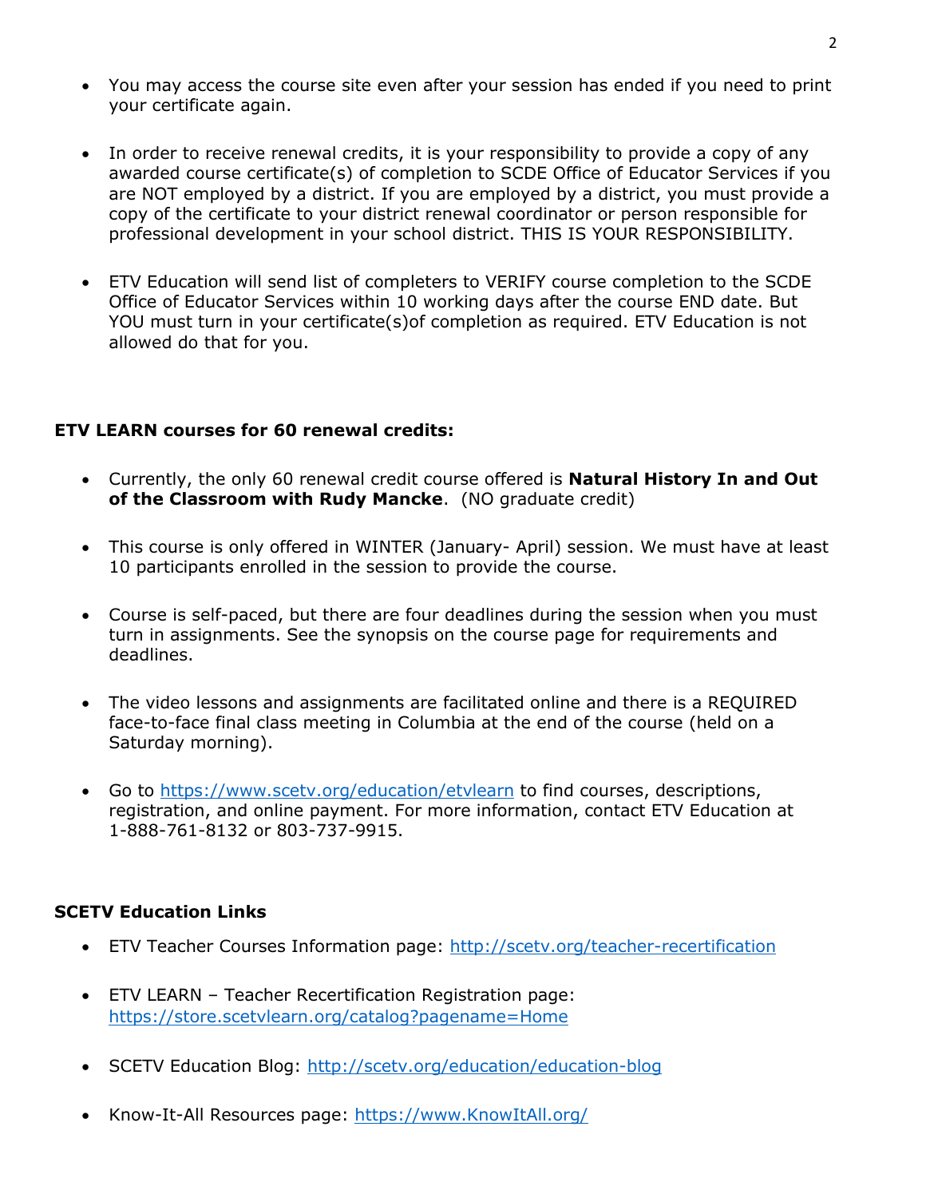- You may access the course site even after your session has ended if you need to print your certificate again.

- In order to receive renewal credits, it is your responsibility to provide a copy of any awarded course certificate(s) of completion to SCDE Office of Educator Services if you are NOT employed by a district. If you are employed by a district, you must provide a copy of the certificate to your district renewal coordinator or person responsible for professional development in your school district. THIS IS YOUR RESPONSIBILITY.

- ETV Education will send list of completers to VERIFY course completion to the SCDE Office of Educator Services within 10 working days after the course END date. But YOU must turn in your certificate(s)of completion as required. ETV Education is not allowed do that for you.

**ETV LEARN courses for 60 renewal credits:**

- Currently, the only 60 renewal credit course offered is **Natural History In and Out of the Classroom with Rudy Mancke**. (NO graduate credit)

- This course is only offered in WINTER (January- April) session. We must have at least 10 participants enrolled in the session to provide the course.

- Course is self-paced, but there are four deadlines during the session when you must turn in assignments. See the synopsis on the course page for requirements and deadlines.

- The video lessons and assignments are facilitated online and there is a REQUIRED face-to-face final class meeting in Columbia at the end of the course (held on a Saturday morning).

- Go to [https://www.scetv.org/education/etvlearn](https://www.scetv.org/education/etvlearn) to find courses, descriptions, registration, and online payment. For more information, contact ETV Education at 1-888-761-8132 or 803-737-9915.

**SCETV Education Links**

- ETV Teacher Courses Information page: [http://scetv.org/teacher-recertification](http://scetv.org/teacher-recertification)

- ETV LEARN – Teacher Recertification Registration page: [https://store.scetvlearn.org/catalog?pagename=Home](https://store.scetvlearn.org/catalog?pagename=Home)

- SCETV Education Blog: [http://scetv.org/education/education-blog](http://scetv.org/education/education-blog)

- Know-It-All Resources page: [https://www.KnowItAll.org/](https://www.KnowItAll.org/)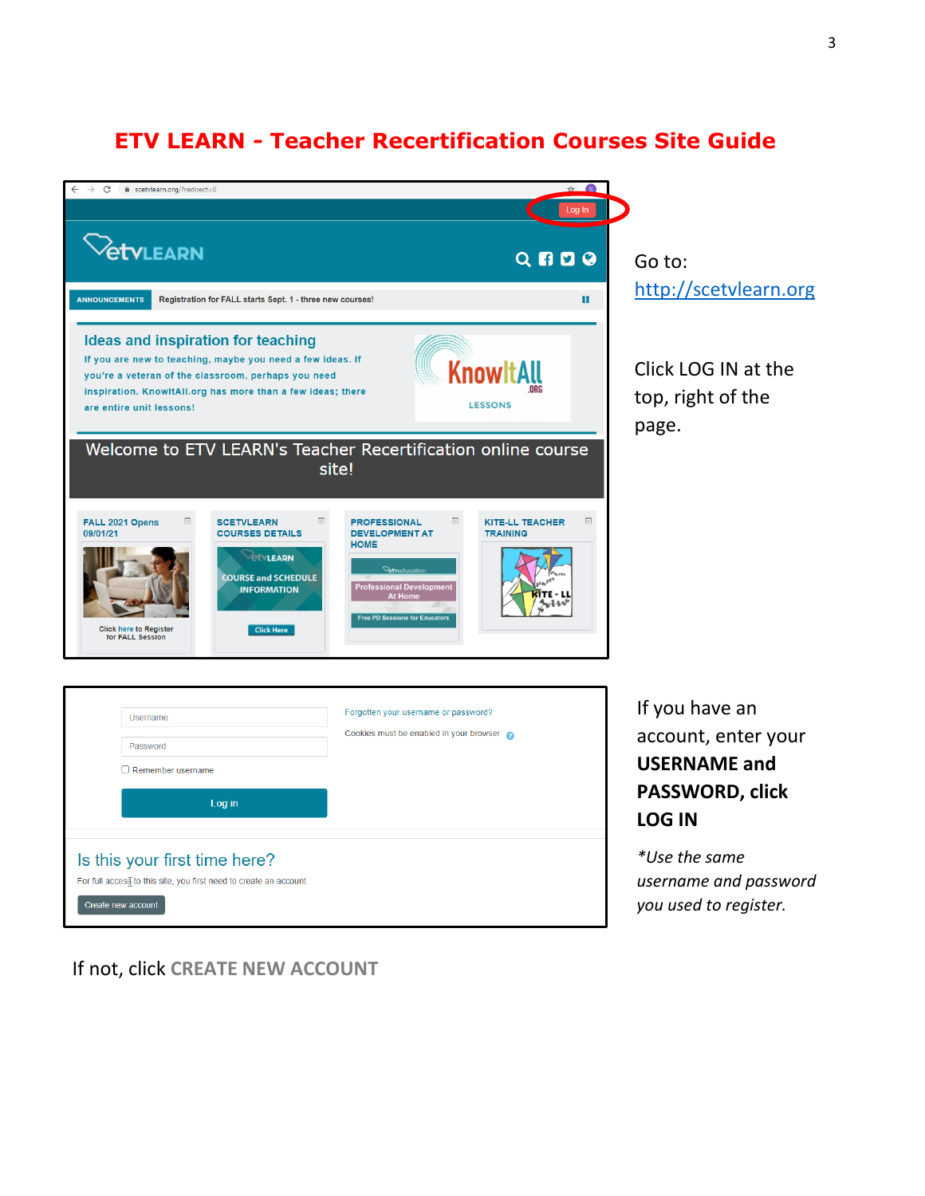# ETV LEARN - Teacher Recertification Courses Site Guide

Go to: http://scetvlearn.org

Click LOG IN at the top, right of the page.

If you have an account, enter your **USERNAME and PASSWORD, click LOG IN**

*\*Use the same username and password you used to register.*

If not, click **CREATE NEW ACCOUNT**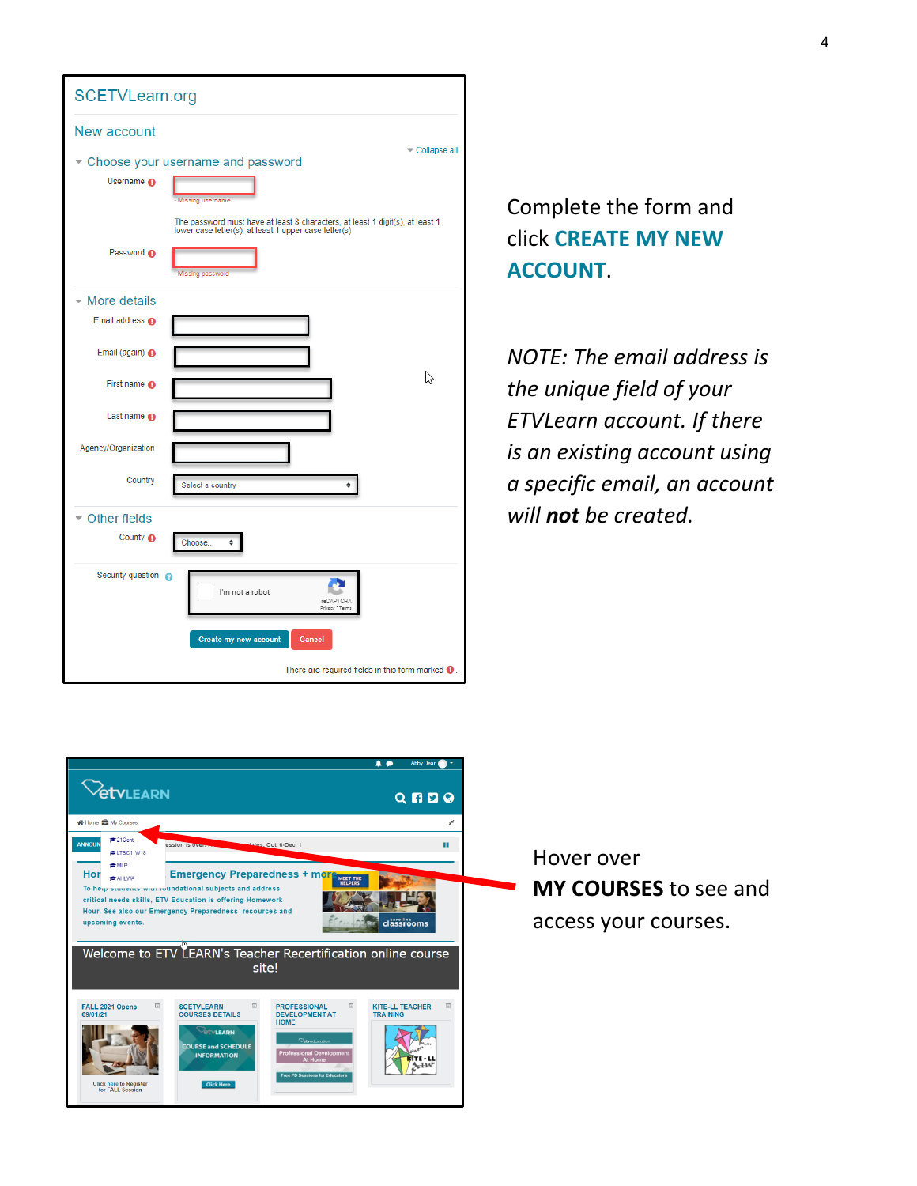Complete the form and click **CREATE MY NEW ACCOUNT**.

*NOTE: The email address is the unique field of your ETVLearn account. If there is an existing account using a specific email, an account will **not** be created.*

Hover over **MY COURSES** to see and access your courses.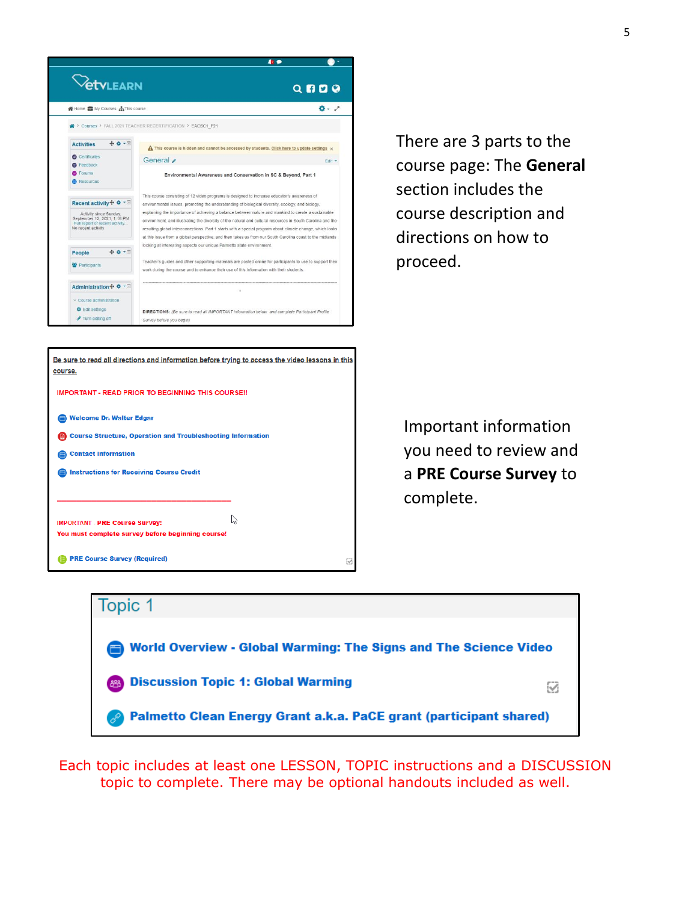There are 3 parts to the course page: The **General** section includes the course description and directions on how to proceed.

Important information you need to review and a **PRE Course Survey** to complete.

Each topic includes at least one LESSON, TOPIC instructions and a DISCUSSION topic to complete. There may be optional handouts included as well.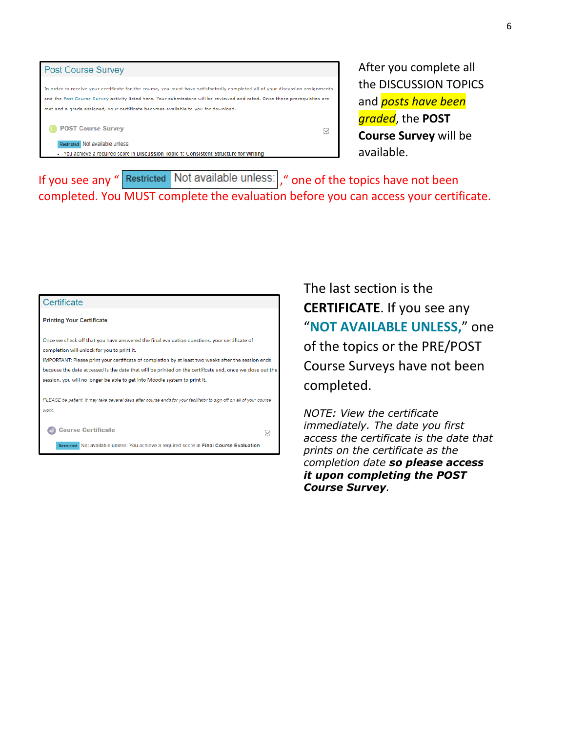**Post Course Survey**

In order to receive your certificate for the course, you must have satisfactorily completed all of your discussion assignments and the Post Course Survey activity listed here. Your submissions will be reviewed and rated. Once these prerequisites are met and a grade assigned, your certificate becomes available to you for download.

POST Course Survey

Restricted Not available unless:

- You achieve a required score in **Discussion Topic 1: Consistent Structure for Writing**

After you complete all the DISCUSSION TOPICS and ***posts have been graded***, the **POST Course Survey** will be available.

If you see any " Restricted Not available unless: ," one of the topics have not been completed. You MUST complete the evaluation before you can access your certificate.

**Certificate**

**Printing Your Certificate**

Once we check off that you have answered the final evaluation questions, your certificate of completion will unlock for you to print it.

IMPORTANT: Please print your certificate of completion by at least two weeks after the session ends because the date accessed is the date that will be printed on the certificate and, once we close out the session, you will no longer be able to get into Moodle system to print it.

*PLEASE be patient. It may take several days after course ends for your facilitator to sign off on all of your course work.*

Course Certificate

Restricted Not available unless: You achieve a required score in **Final Course Evaluation**

The last section is the **CERTIFICATE**. If you see any "**NOT AVAILABLE UNLESS,**" one of the topics or the PRE/POST Course Surveys have not been completed.

*NOTE: View the certificate immediately. The date you first access the certificate is the date that prints on the certificate as the completion date **so please access it upon completing the POST Course Survey**.*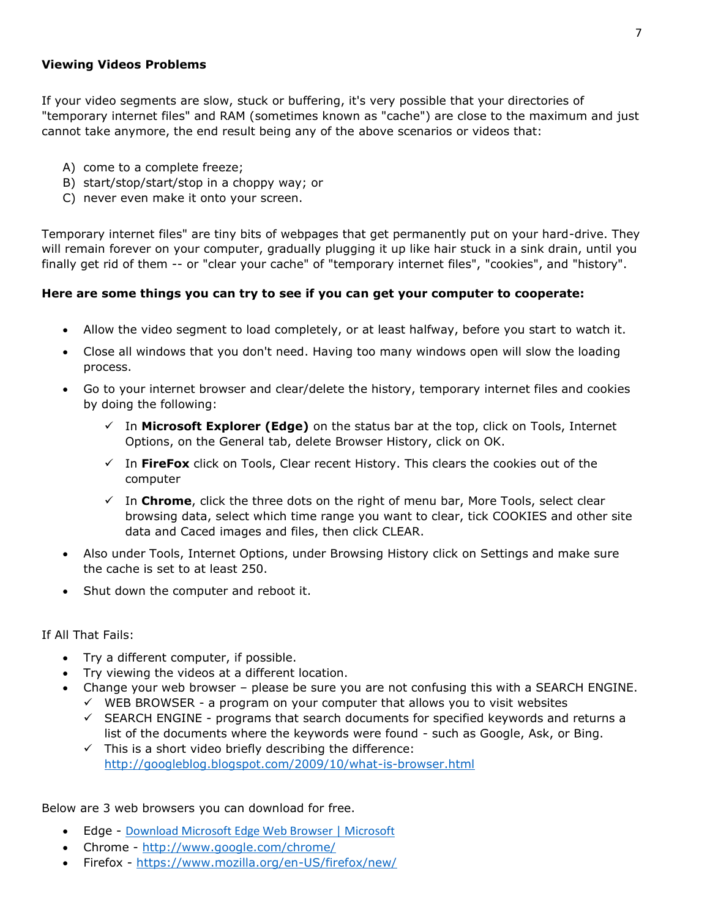**Viewing Videos Problems**

If your video segments are slow, stuck or buffering, it's very possible that your directories of "temporary internet files" and RAM (sometimes known as "cache") are close to the maximum and just cannot take anymore, the end result being any of the above scenarios or videos that:

A) come to a complete freeze;
B) start/stop/start/stop in a choppy way; or
C) never even make it onto your screen.

Temporary internet files" are tiny bits of webpages that get permanently put on your hard-drive. They will remain forever on your computer, gradually plugging it up like hair stuck in a sink drain, until you finally get rid of them -- or "clear your cache" of "temporary internet files", "cookies", and "history".

**Here are some things you can try to see if you can get your computer to cooperate:**

- Allow the video segment to load completely, or at least halfway, before you start to watch it.
- Close all windows that you don't need. Having too many windows open will slow the loading process.
- Go to your internet browser and clear/delete the history, temporary internet files and cookies by doing the following:
  - ✓ In **Microsoft Explorer (Edge)** on the status bar at the top, click on Tools, Internet Options, on the General tab, delete Browser History, click on OK.
  - ✓ In **FireFox** click on Tools, Clear recent History. This clears the cookies out of the computer
  - ✓ In **Chrome**, click the three dots on the right of menu bar, More Tools, select clear browsing data, select which time range you want to clear, tick COOKIES and other site data and Caced images and files, then click CLEAR.
- Also under Tools, Internet Options, under Browsing History click on Settings and make sure the cache is set to at least 250.
- Shut down the computer and reboot it.

If All That Fails:

- Try a different computer, if possible.
- Try viewing the videos at a different location.
- Change your web browser – please be sure you are not confusing this with a SEARCH ENGINE.
  - ✓ WEB BROWSER - a program on your computer that allows you to visit websites
  - ✓ SEARCH ENGINE - programs that search documents for specified keywords and returns a list of the documents where the keywords were found - such as Google, Ask, or Bing.
  - ✓ This is a short video briefly describing the difference: http://googleblog.blogspot.com/2009/10/what-is-browser.html

Below are 3 web browsers you can download for free.

- Edge - Download Microsoft Edge Web Browser | Microsoft
- Chrome - http://www.google.com/chrome/
- Firefox - https://www.mozilla.org/en-US/firefox/new/